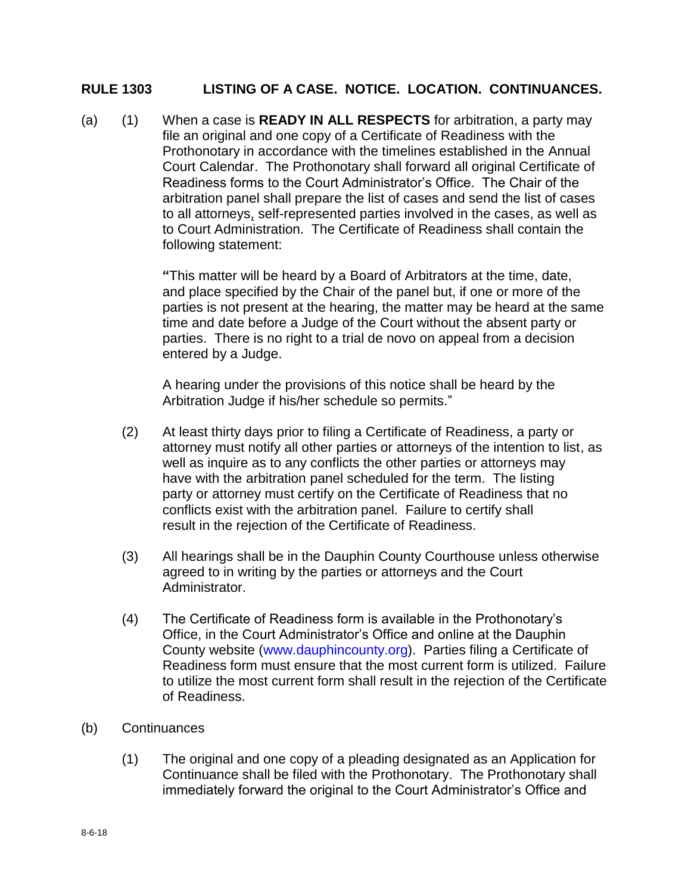## RULE 1303 LISTING OF A CASE. NOTICE. LOCATION. CONTINUANCES.

(a) (1) When a case is **READY IN ALL RESPECTS** for arbitration, a party may file an original and one copy of a Certificate of Readiness with the Prothonotary in accordance with the timelines established in the Annual Court Calendar. The Prothonotary shall forward all original Certificate of Readiness forms to the Court Administrator's Office. The Chair of the arbitration panel shall prepare the list of cases and send the list of cases to all attorneys, self-represented parties involved in the cases, as well as to Court Administration. The Certificate of Readiness shall contain the following statement:

> "This matter will be heard by a Board of Arbitrators at the time, date, and place specified by the Chair of the panel but, if one or more of the parties is not present at the hearing, the matter may be heard at the same time and date before a Judge of the Court without the absent party or parties. There is no right to a trial de novo on appeal from a decision entered by a Judge.
>
> A hearing under the provisions of this notice shall be heard by the Arbitration Judge if his/her schedule so permits."

(2) At least thirty days prior to filing a Certificate of Readiness, a party or attorney must notify all other parties or attorneys of the intention to list, as well as inquire as to any conflicts the other parties or attorneys may have with the arbitration panel scheduled for the term. The listing party or attorney must certify on the Certificate of Readiness that no conflicts exist with the arbitration panel. Failure to certify shall result in the rejection of the Certificate of Readiness.

(3) All hearings shall be in the Dauphin County Courthouse unless otherwise agreed to in writing by the parties or attorneys and the Court Administrator.

(4) The Certificate of Readiness form is available in the Prothonotary's Office, in the Court Administrator's Office and online at the Dauphin County website (www.dauphincounty.org). Parties filing a Certificate of Readiness form must ensure that the most current form is utilized. Failure to utilize the most current form shall result in the rejection of the Certificate of Readiness.

(b) Continuances

(1) The original and one copy of a pleading designated as an Application for Continuance shall be filed with the Prothonotary. The Prothonotary shall immediately forward the original to the Court Administrator's Office and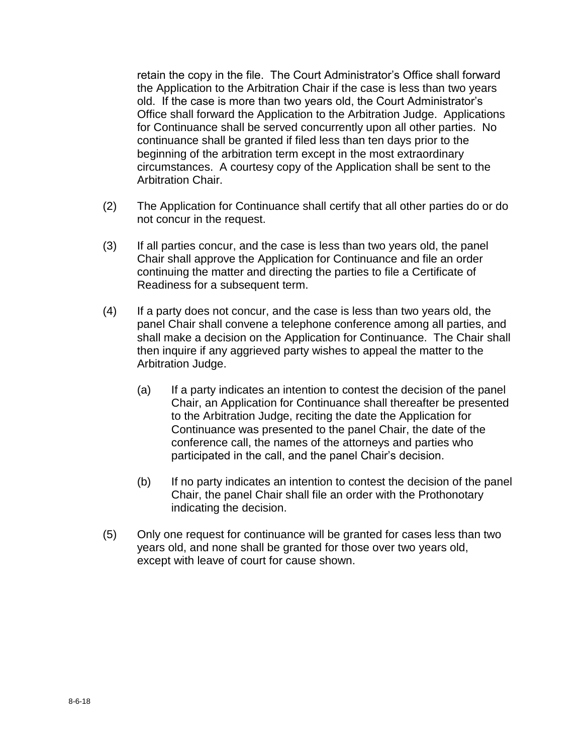retain the copy in the file. The Court Administrator's Office shall forward the Application to the Arbitration Chair if the case is less than two years old. If the case is more than two years old, the Court Administrator's Office shall forward the Application to the Arbitration Judge. Applications for Continuance shall be served concurrently upon all other parties. No continuance shall be granted if filed less than ten days prior to the beginning of the arbitration term except in the most extraordinary circumstances. A courtesy copy of the Application shall be sent to the Arbitration Chair.

(2) The Application for Continuance shall certify that all other parties do or do not concur in the request.

(3) If all parties concur, and the case is less than two years old, the panel Chair shall approve the Application for Continuance and file an order continuing the matter and directing the parties to file a Certificate of Readiness for a subsequent term.

(4) If a party does not concur, and the case is less than two years old, the panel Chair shall convene a telephone conference among all parties, and shall make a decision on the Application for Continuance. The Chair shall then inquire if any aggrieved party wishes to appeal the matter to the Arbitration Judge.

  (a) If a party indicates an intention to contest the decision of the panel Chair, an Application for Continuance shall thereafter be presented to the Arbitration Judge, reciting the date the Application for Continuance was presented to the panel Chair, the date of the conference call, the names of the attorneys and parties who participated in the call, and the panel Chair's decision.

  (b) If no party indicates an intention to contest the decision of the panel Chair, the panel Chair shall file an order with the Prothonotary indicating the decision.

(5) Only one request for continuance will be granted for cases less than two years old, and none shall be granted for those over two years old, except with leave of court for cause shown.

8-6-18